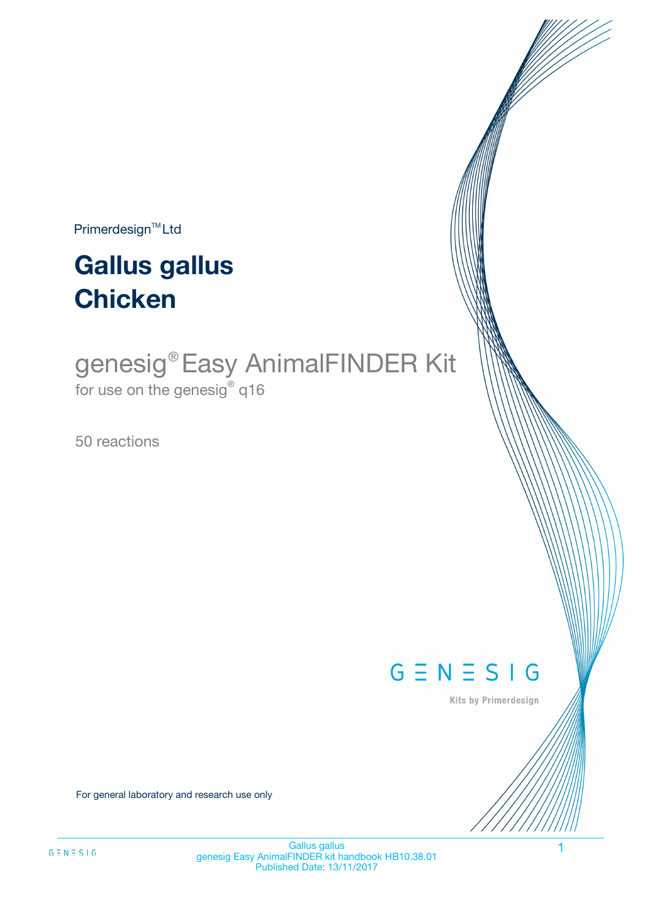Primerdesign™ Ltd

# Gallus gallus
# Chicken

## genesig® Easy AnimalFINDER Kit

for use on the genesig® q16

50 reactions

GENESIG

Kits by Primerdesign

For general laboratory and research use only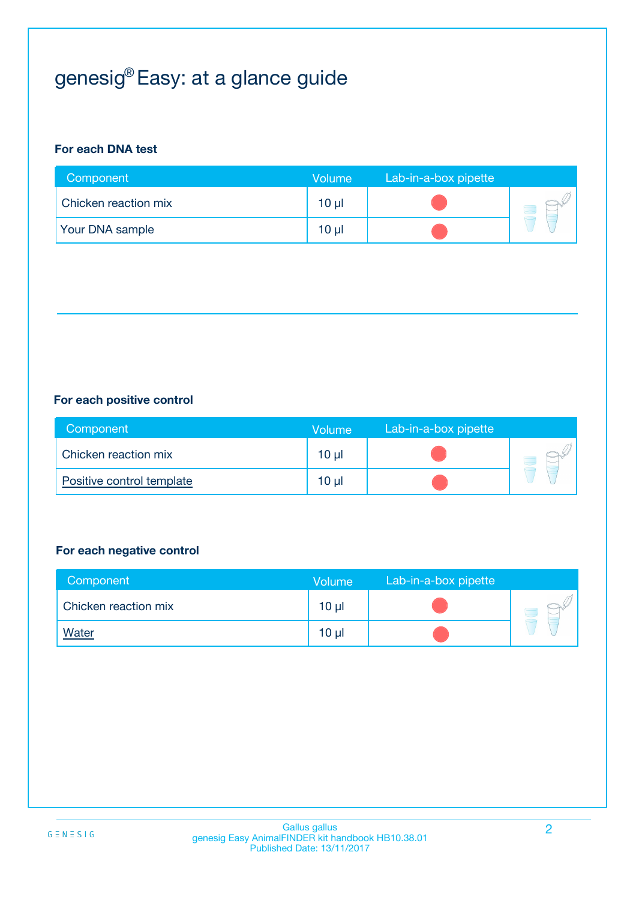# genesig® Easy: at a glance guide

**For each DNA test**

| Component | Volume | Lab-in-a-box pipette |
|---|---|---|
| Chicken reaction mix | 10 µl | ● |
| Your DNA sample | 10 µl | ● |

**For each positive control**

| Component | Volume | Lab-in-a-box pipette |
|---|---|---|
| Chicken reaction mix | 10 µl | ● |
| Positive control template | 10 µl | ● |

**For each negative control**

| Component | Volume | Lab-in-a-box pipette |
|---|---|---|
| Chicken reaction mix | 10 µl | ● |
| Water | 10 µl | ● |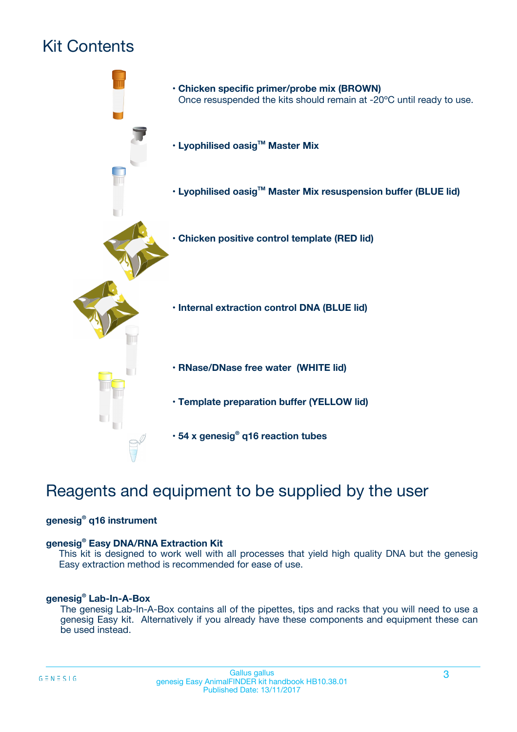# Kit Contents

- **Chicken specific primer/probe mix (BROWN)**
  Once resuspended the kits should remain at -20ºC until ready to use.
- **Lyophilised oasig™ Master Mix**
- **Lyophilised oasig™ Master Mix resuspension buffer (BLUE lid)**
- **Chicken positive control template (RED lid)**
- **Internal extraction control DNA (BLUE lid)**
- **RNase/DNase free water (WHITE lid)**
- **Template preparation buffer (YELLOW lid)**
- **54 x genesig® q16 reaction tubes**

# Reagents and equipment to be supplied by the user

**genesig® q16 instrument**

**genesig® Easy DNA/RNA Extraction Kit**
This kit is designed to work well with all processes that yield high quality DNA but the genesig Easy extraction method is recommended for ease of use.

**genesig® Lab-In-A-Box**
The genesig Lab-In-A-Box contains all of the pipettes, tips and racks that you will need to use a genesig Easy kit. Alternatively if you already have these components and equipment these can be used instead.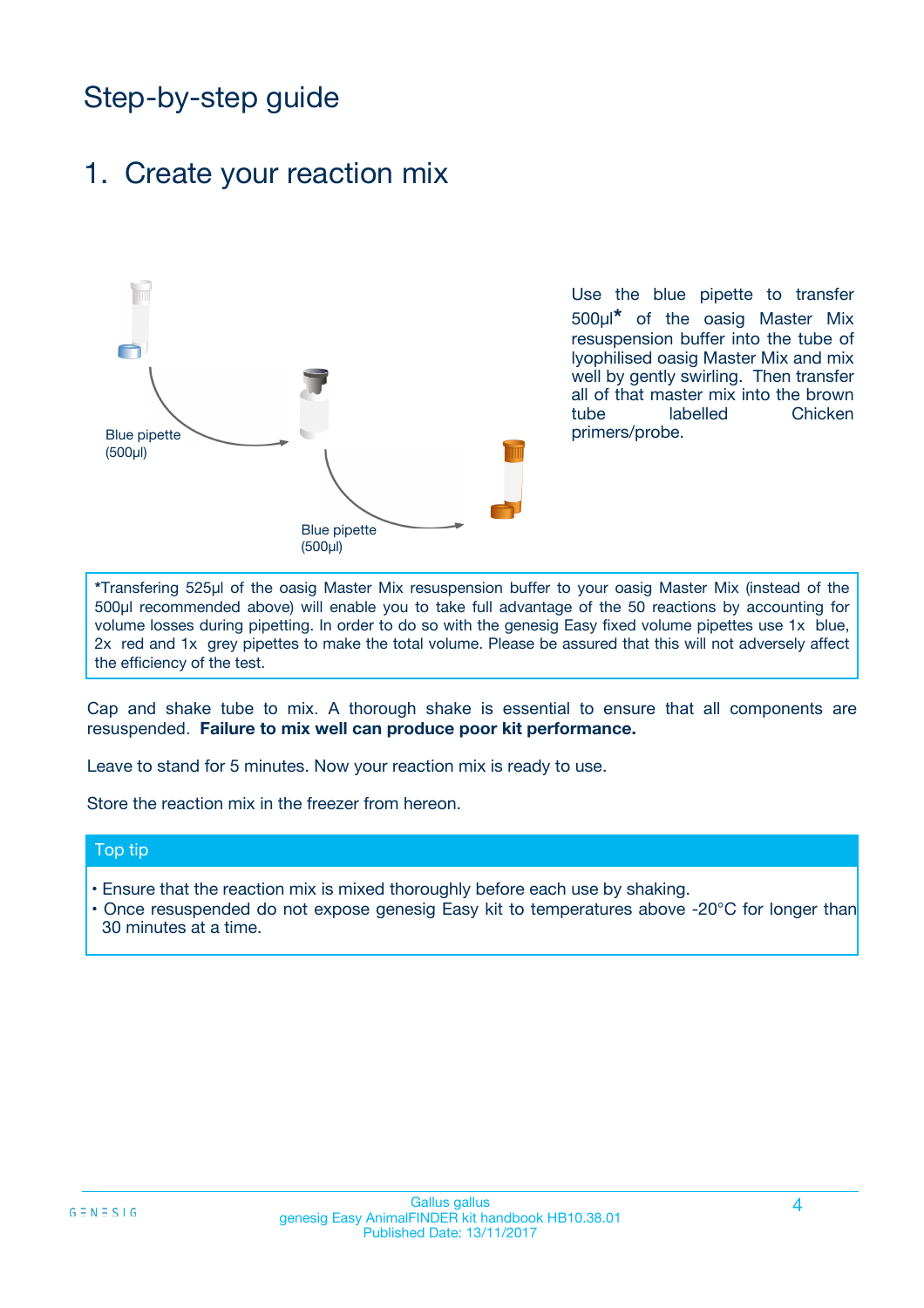# Step-by-step guide

## 1. Create your reaction mix

Blue pipette (500µl)

Blue pipette (500µl)

Use the blue pipette to transfer 500µl* of the oasig Master Mix resuspension buffer into the tube of lyophilised oasig Master Mix and mix well by gently swirling. Then transfer all of that master mix into the brown tube labelled Chicken primers/probe.

*Transfering 525µl of the oasig Master Mix resuspension buffer to your oasig Master Mix (instead of the 500µl recommended above) will enable you to take full advantage of the 50 reactions by accounting for volume losses during pipetting. In order to do so with the genesig Easy fixed volume pipettes use 1x blue, 2x red and 1x grey pipettes to make the total volume. Please be assured that this will not adversely affect the efficiency of the test.

Cap and shake tube to mix. A thorough shake is essential to ensure that all components are resuspended. **Failure to mix well can produce poor kit performance.**

Leave to stand for 5 minutes. Now your reaction mix is ready to use.

Store the reaction mix in the freezer from hereon.

### Top tip

- Ensure that the reaction mix is mixed thoroughly before each use by shaking.
- Once resuspended do not expose genesig Easy kit to temperatures above -20°C for longer than 30 minutes at a time.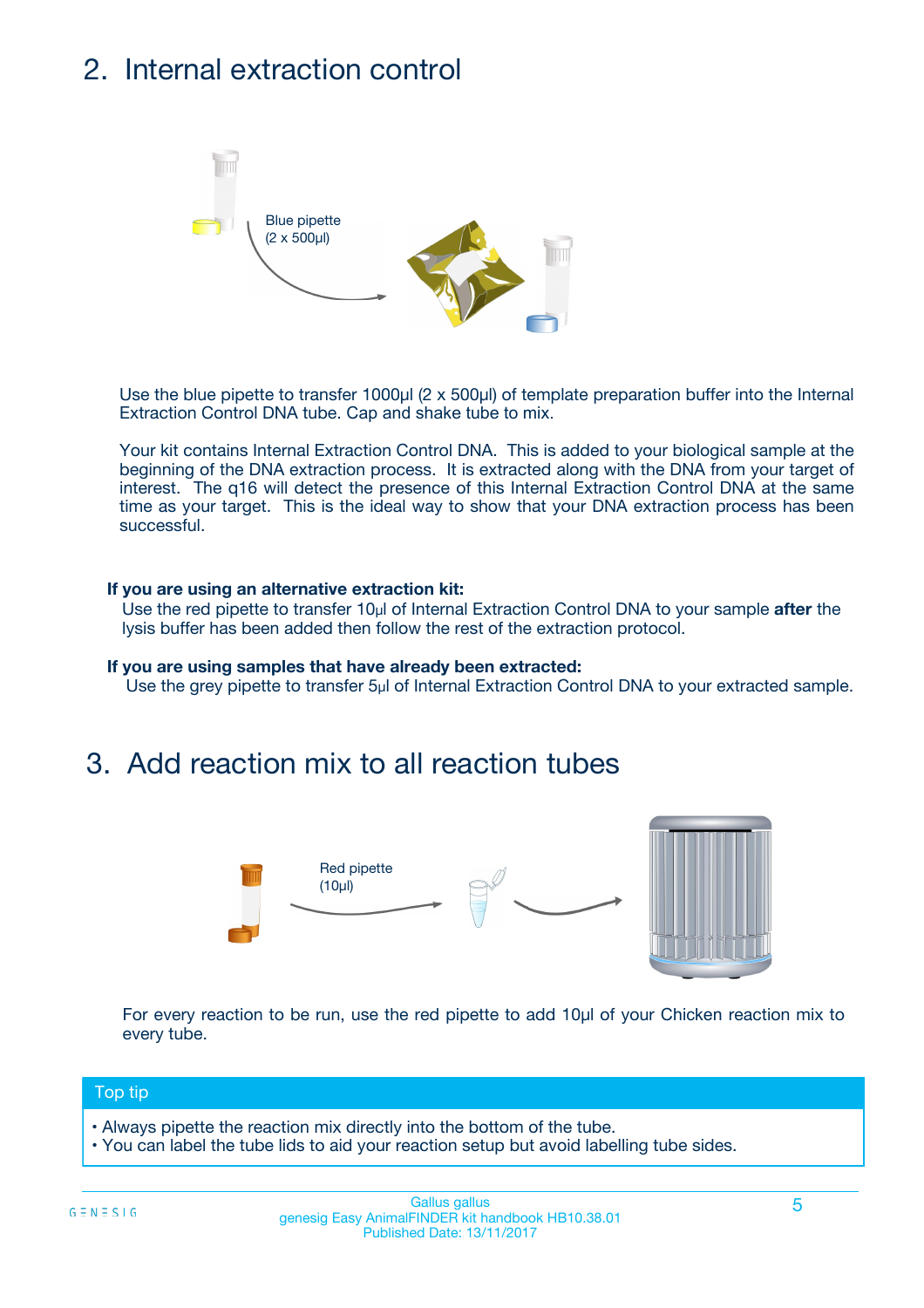## 2. Internal extraction control

Blue pipette
(2 x 500µl)

Use the blue pipette to transfer 1000µl (2 x 500µl) of template preparation buffer into the Internal Extraction Control DNA tube. Cap and shake tube to mix.

Your kit contains Internal Extraction Control DNA. This is added to your biological sample at the beginning of the DNA extraction process. It is extracted along with the DNA from your target of interest. The q16 will detect the presence of this Internal Extraction Control DNA at the same time as your target. This is the ideal way to show that your DNA extraction process has been successful.

**If you are using an alternative extraction kit:**
Use the red pipette to transfer 10µl of Internal Extraction Control DNA to your sample **after** the lysis buffer has been added then follow the rest of the extraction protocol.

**If you are using samples that have already been extracted:**
Use the grey pipette to transfer 5µl of Internal Extraction Control DNA to your extracted sample.

## 3. Add reaction mix to all reaction tubes

Red pipette
(10µl)

For every reaction to be run, use the red pipette to add 10µl of your Chicken reaction mix to every tube.

**Top tip**

- Always pipette the reaction mix directly into the bottom of the tube.
- You can label the tube lids to aid your reaction setup but avoid labelling tube sides.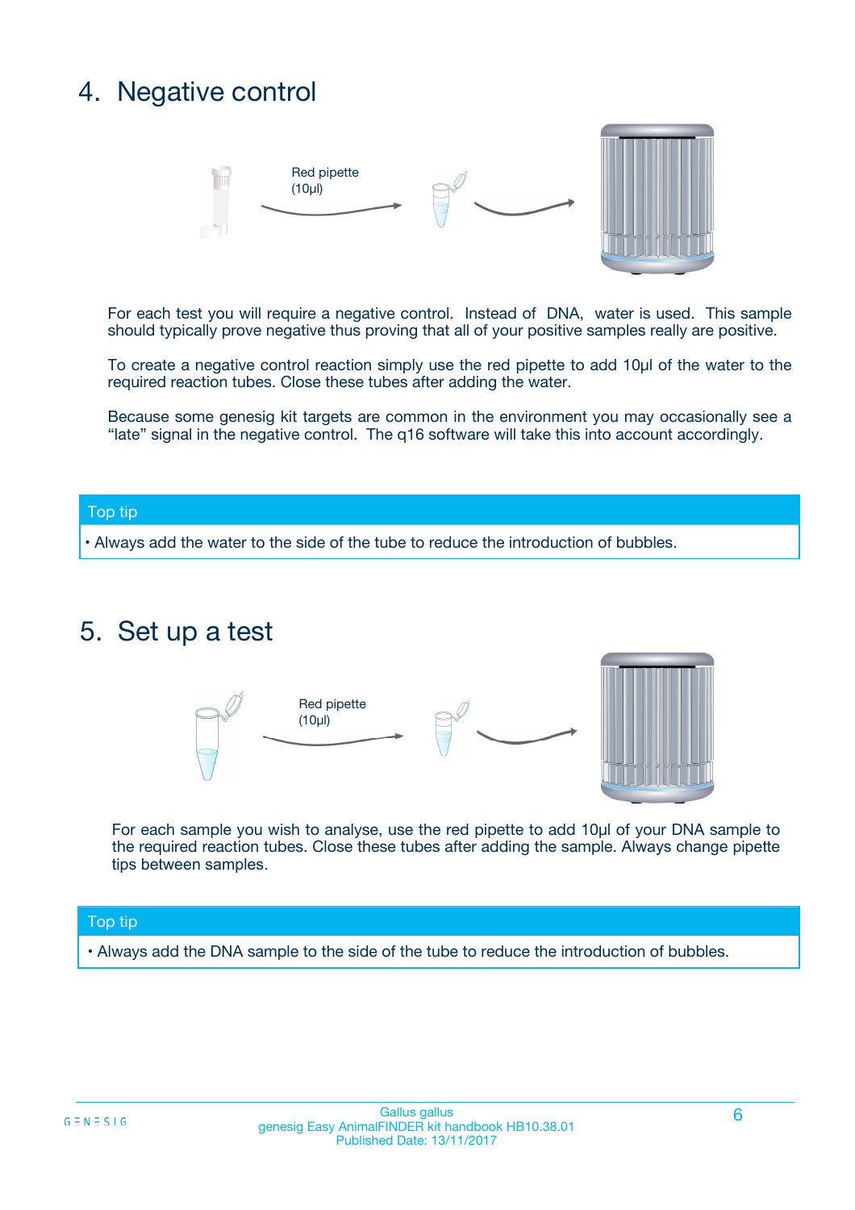## 4. Negative control

Red pipette (10µl)

For each test you will require a negative control. Instead of DNA, water is used. This sample should typically prove negative thus proving that all of your positive samples really are positive.

To create a negative control reaction simply use the red pipette to add 10µl of the water to the required reaction tubes. Close these tubes after adding the water.

Because some genesig kit targets are common in the environment you may occasionally see a "late" signal in the negative control. The q16 software will take this into account accordingly.

**Top tip**

- Always add the water to the side of the tube to reduce the introduction of bubbles.

## 5. Set up a test

Red pipette (10µl)

For each sample you wish to analyse, use the red pipette to add 10µl of your DNA sample to the required reaction tubes. Close these tubes after adding the sample. Always change pipette tips between samples.

**Top tip**

- Always add the DNA sample to the side of the tube to reduce the introduction of bubbles.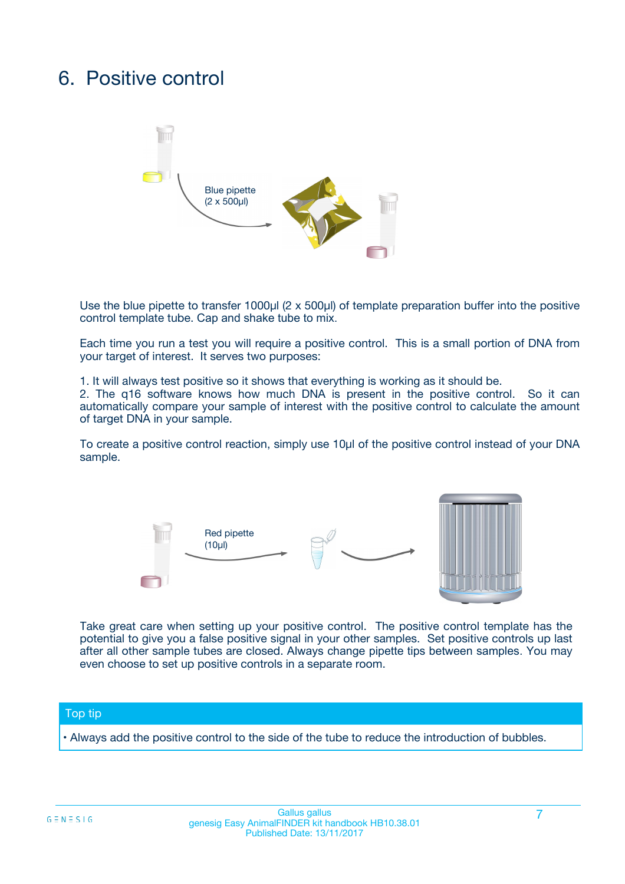# 6. Positive control

Blue pipette
(2 x 500µl)

Use the blue pipette to transfer 1000µl (2 x 500µl) of template preparation buffer into the positive control template tube. Cap and shake tube to mix.

Each time you run a test you will require a positive control. This is a small portion of DNA from your target of interest. It serves two purposes:

1. It will always test positive so it shows that everything is working as it should be.
2. The q16 software knows how much DNA is present in the positive control. So it can automatically compare your sample of interest with the positive control to calculate the amount of target DNA in your sample.

To create a positive control reaction, simply use 10µl of the positive control instead of your DNA sample.

Red pipette
(10µl)

Take great care when setting up your positive control. The positive control template has the potential to give you a false positive signal in your other samples. Set positive controls up last after all other sample tubes are closed. Always change pipette tips between samples. You may even choose to set up positive controls in a separate room.

**Top tip**

• Always add the positive control to the side of the tube to reduce the introduction of bubbles.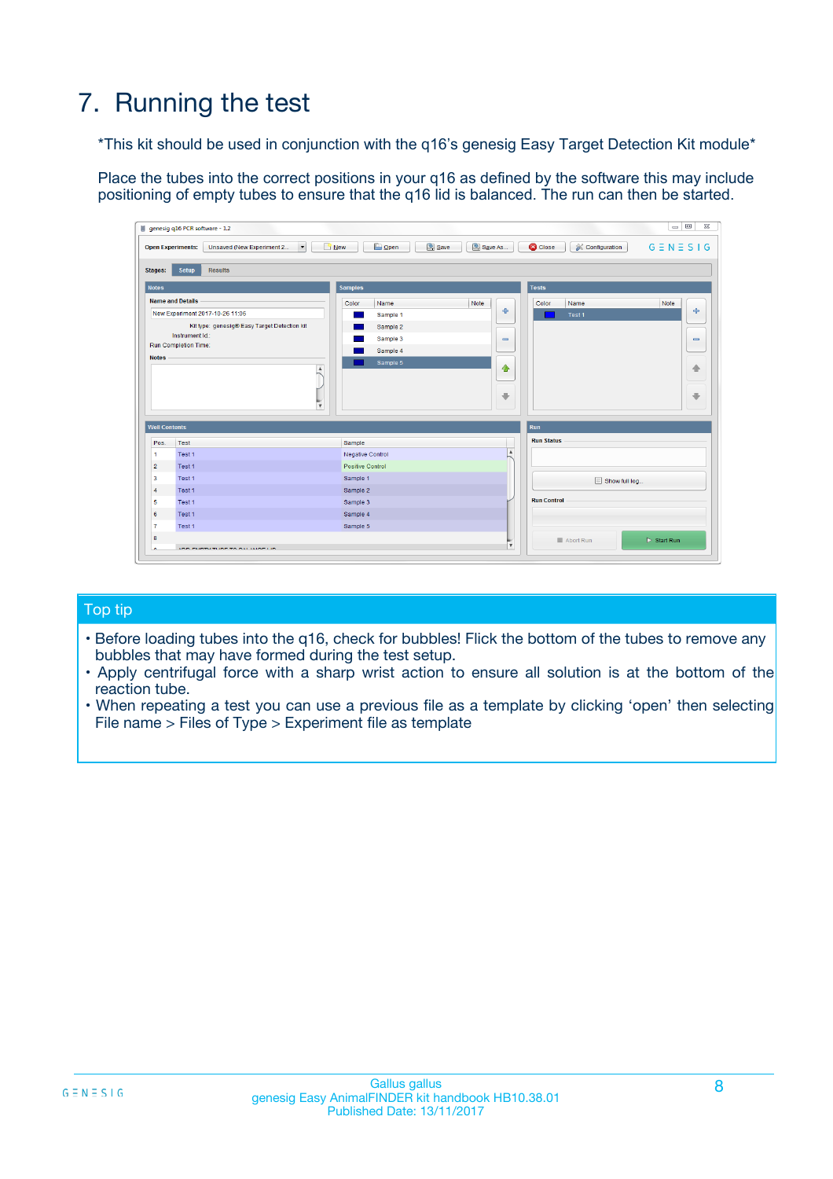# 7. Running the test

*This kit should be used in conjunction with the q16's genesig Easy Target Detection Kit module*

Place the tubes into the correct positions in your q16 as defined by the software this may include positioning of empty tubes to ensure that the q16 lid is balanced. The run can then be started.

## Top tip

- Before loading tubes into the q16, check for bubbles! Flick the bottom of the tubes to remove any bubbles that may have formed during the test setup.
- Apply centrifugal force with a sharp wrist action to ensure all solution is at the bottom of the reaction tube.
- When repeating a test you can use a previous file as a template by clicking 'open' then selecting File name > Files of Type > Experiment file as template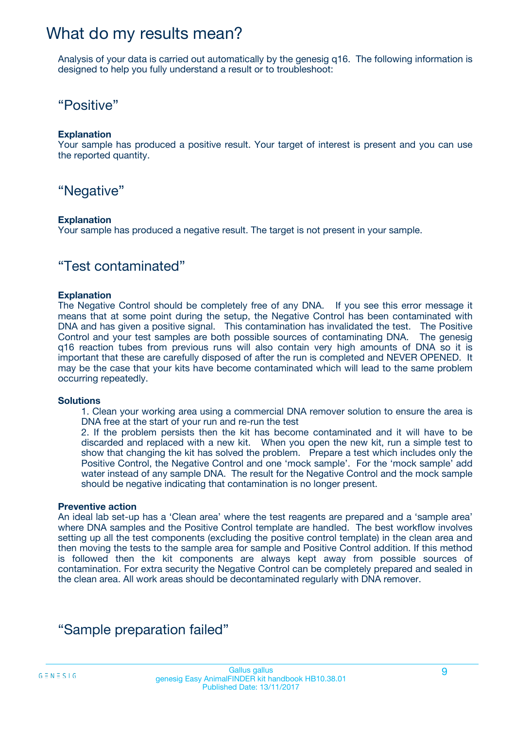# What do my results mean?

Analysis of your data is carried out automatically by the genesig q16. The following information is designed to help you fully understand a result or to troubleshoot:

## "Positive"

**Explanation**
Your sample has produced a positive result. Your target of interest is present and you can use the reported quantity.

## "Negative"

**Explanation**
Your sample has produced a negative result. The target is not present in your sample.

## "Test contaminated"

**Explanation**
The Negative Control should be completely free of any DNA. If you see this error message it means that at some point during the setup, the Negative Control has been contaminated with DNA and has given a positive signal. This contamination has invalidated the test. The Positive Control and your test samples are both possible sources of contaminating DNA. The genesig q16 reaction tubes from previous runs will also contain very high amounts of DNA so it is important that these are carefully disposed of after the run is completed and NEVER OPENED. It may be the case that your kits have become contaminated which will lead to the same problem occurring repeatedly.

**Solutions**

1. Clean your working area using a commercial DNA remover solution to ensure the area is DNA free at the start of your run and re-run the test
2. If the problem persists then the kit has become contaminated and it will have to be discarded and replaced with a new kit. When you open the new kit, run a simple test to show that changing the kit has solved the problem. Prepare a test which includes only the Positive Control, the Negative Control and one 'mock sample'. For the 'mock sample' add water instead of any sample DNA. The result for the Negative Control and the mock sample should be negative indicating that contamination is no longer present.

**Preventive action**
An ideal lab set-up has a 'Clean area' where the test reagents are prepared and a 'sample area' where DNA samples and the Positive Control template are handled. The best workflow involves setting up all the test components (excluding the positive control template) in the clean area and then moving the tests to the sample area for sample and Positive Control addition. If this method is followed then the kit components are always kept away from possible sources of contamination. For extra security the Negative Control can be completely prepared and sealed in the clean area. All work areas should be decontaminated regularly with DNA remover.

## "Sample preparation failed"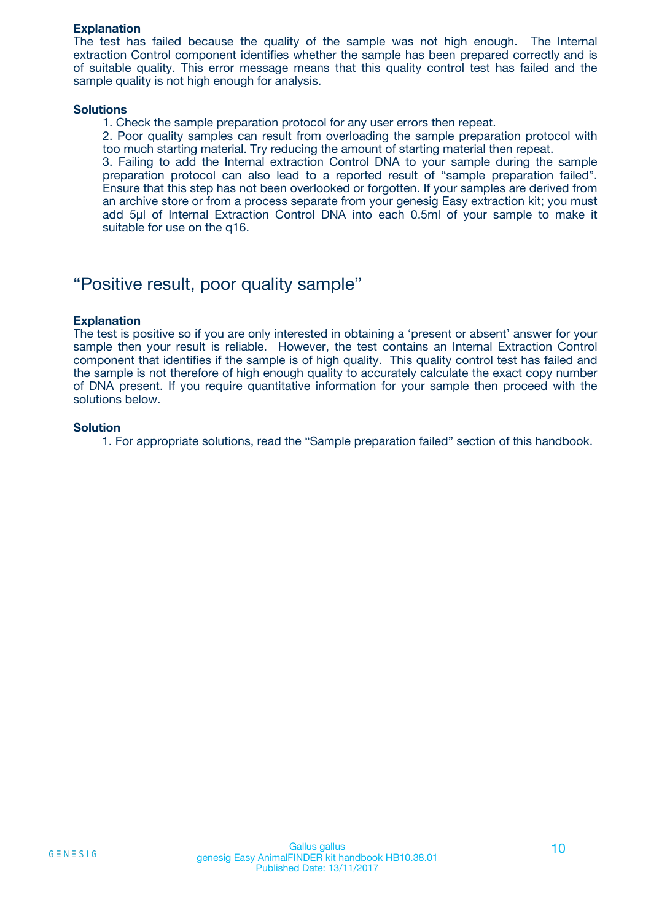**Explanation**

The test has failed because the quality of the sample was not high enough. The Internal extraction Control component identifies whether the sample has been prepared correctly and is of suitable quality. This error message means that this quality control test has failed and the sample quality is not high enough for analysis.

**Solutions**

1. Check the sample preparation protocol for any user errors then repeat.
2. Poor quality samples can result from overloading the sample preparation protocol with too much starting material. Try reducing the amount of starting material then repeat.
3. Failing to add the Internal extraction Control DNA to your sample during the sample preparation protocol can also lead to a reported result of “sample preparation failed”. Ensure that this step has not been overlooked or forgotten. If your samples are derived from an archive store or from a process separate from your genesig Easy extraction kit; you must add 5µl of Internal Extraction Control DNA into each 0.5ml of your sample to make it suitable for use on the q16.

## “Positive result, poor quality sample”

**Explanation**

The test is positive so if you are only interested in obtaining a ‘present or absent’ answer for your sample then your result is reliable. However, the test contains an Internal Extraction Control component that identifies if the sample is of high quality. This quality control test has failed and the sample is not therefore of high enough quality to accurately calculate the exact copy number of DNA present. If you require quantitative information for your sample then proceed with the solutions below.

**Solution**

1. For appropriate solutions, read the “Sample preparation failed” section of this handbook.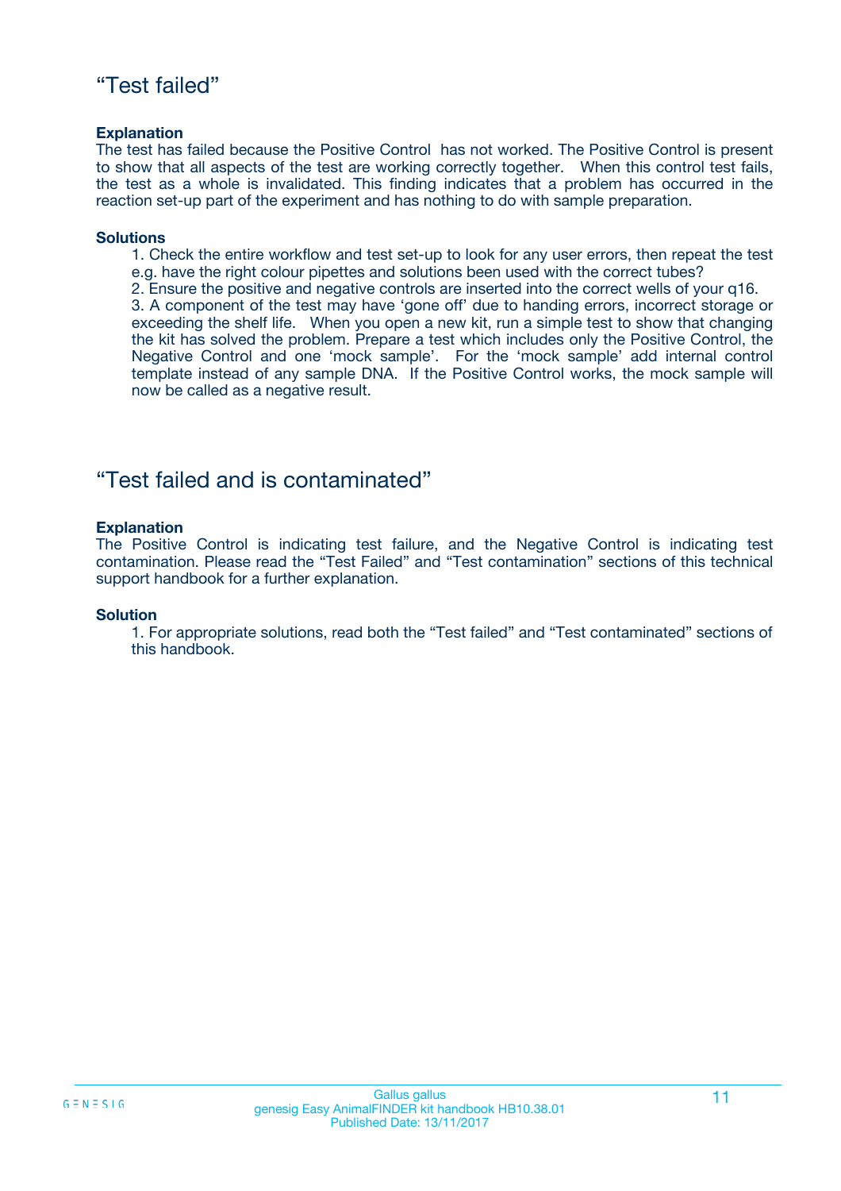## “Test failed”

**Explanation**

The test has failed because the Positive Control has not worked. The Positive Control is present to show that all aspects of the test are working correctly together. When this control test fails, the test as a whole is invalidated. This finding indicates that a problem has occurred in the reaction set-up part of the experiment and has nothing to do with sample preparation.

**Solutions**

1. Check the entire workflow and test set-up to look for any user errors, then repeat the test e.g. have the right colour pipettes and solutions been used with the correct tubes?
2. Ensure the positive and negative controls are inserted into the correct wells of your q16.
3. A component of the test may have ‘gone off’ due to handing errors, incorrect storage or exceeding the shelf life. When you open a new kit, run a simple test to show that changing the kit has solved the problem. Prepare a test which includes only the Positive Control, the Negative Control and one ‘mock sample’. For the ‘mock sample’ add internal control template instead of any sample DNA. If the Positive Control works, the mock sample will now be called as a negative result.

## “Test failed and is contaminated”

**Explanation**

The Positive Control is indicating test failure, and the Negative Control is indicating test contamination. Please read the “Test Failed” and “Test contamination” sections of this technical support handbook for a further explanation.

**Solution**

1. For appropriate solutions, read both the “Test failed” and “Test contaminated” sections of this handbook.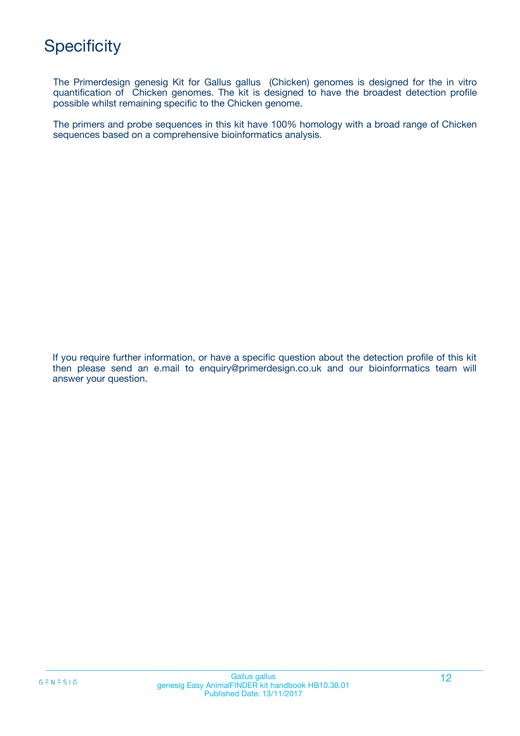# Specificity

The Primerdesign genesig Kit for Gallus gallus (Chicken) genomes is designed for the in vitro quantification of Chicken genomes. The kit is designed to have the broadest detection profile possible whilst remaining specific to the Chicken genome.

The primers and probe sequences in this kit have 100% homology with a broad range of Chicken sequences based on a comprehensive bioinformatics analysis.

If you require further information, or have a specific question about the detection profile of this kit then please send an e.mail to enquiry@primerdesign.co.uk and our bioinformatics team will answer your question.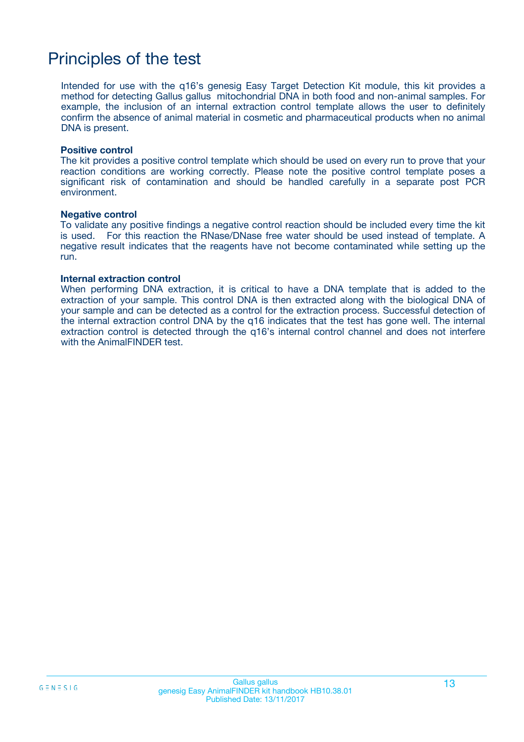# Principles of the test

Intended for use with the q16's genesig Easy Target Detection Kit module, this kit provides a method for detecting Gallus gallus mitochondrial DNA in both food and non-animal samples. For example, the inclusion of an internal extraction control template allows the user to definitely confirm the absence of animal material in cosmetic and pharmaceutical products when no animal DNA is present.

**Positive control**
The kit provides a positive control template which should be used on every run to prove that your reaction conditions are working correctly. Please note the positive control template poses a significant risk of contamination and should be handled carefully in a separate post PCR environment.

**Negative control**
To validate any positive findings a negative control reaction should be included every time the kit is used. For this reaction the RNase/DNase free water should be used instead of template. A negative result indicates that the reagents have not become contaminated while setting up the run.

**Internal extraction control**
When performing DNA extraction, it is critical to have a DNA template that is added to the extraction of your sample. This control DNA is then extracted along with the biological DNA of your sample and can be detected as a control for the extraction process. Successful detection of the internal extraction control DNA by the q16 indicates that the test has gone well. The internal extraction control is detected through the q16's internal control channel and does not interfere with the AnimalFINDER test.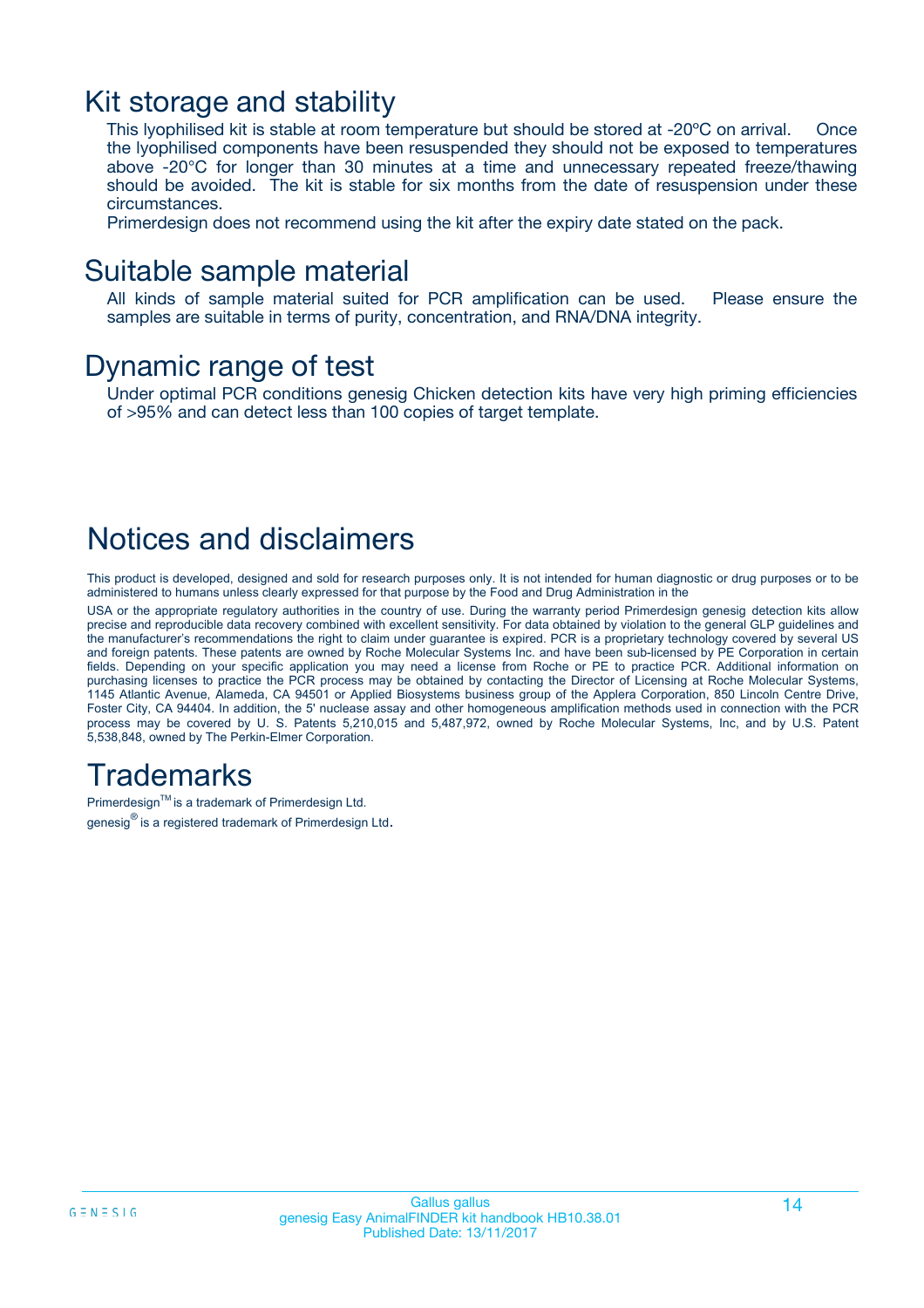## Kit storage and stability

This lyophilised kit is stable at room temperature but should be stored at -20ºC on arrival. Once the lyophilised components have been resuspended they should not be exposed to temperatures above -20°C for longer than 30 minutes at a time and unnecessary repeated freeze/thawing should be avoided. The kit is stable for six months from the date of resuspension under these circumstances.

Primerdesign does not recommend using the kit after the expiry date stated on the pack.

## Suitable sample material

All kinds of sample material suited for PCR amplification can be used. Please ensure the samples are suitable in terms of purity, concentration, and RNA/DNA integrity.

## Dynamic range of test

Under optimal PCR conditions genesig Chicken detection kits have very high priming efficiencies of >95% and can detect less than 100 copies of target template.

# Notices and disclaimers

This product is developed, designed and sold for research purposes only. It is not intended for human diagnostic or drug purposes or to be administered to humans unless clearly expressed for that purpose by the Food and Drug Administration in the

USA or the appropriate regulatory authorities in the country of use. During the warranty period Primerdesign genesig detection kits allow precise and reproducible data recovery combined with excellent sensitivity. For data obtained by violation to the general GLP guidelines and the manufacturer's recommendations the right to claim under guarantee is expired. PCR is a proprietary technology covered by several US and foreign patents. These patents are owned by Roche Molecular Systems Inc. and have been sub-licensed by PE Corporation in certain fields. Depending on your specific application you may need a license from Roche or PE to practice PCR. Additional information on purchasing licenses to practice the PCR process may be obtained by contacting the Director of Licensing at Roche Molecular Systems, 1145 Atlantic Avenue, Alameda, CA 94501 or Applied Biosystems business group of the Applera Corporation, 850 Lincoln Centre Drive, Foster City, CA 94404. In addition, the 5' nuclease assay and other homogeneous amplification methods used in connection with the PCR process may be covered by U. S. Patents 5,210,015 and 5,487,972, owned by Roche Molecular Systems, Inc, and by U.S. Patent 5,538,848, owned by The Perkin-Elmer Corporation.

# Trademarks

Primerdesign™ is a trademark of Primerdesign Ltd.

genesig® is a registered trademark of Primerdesign Ltd.